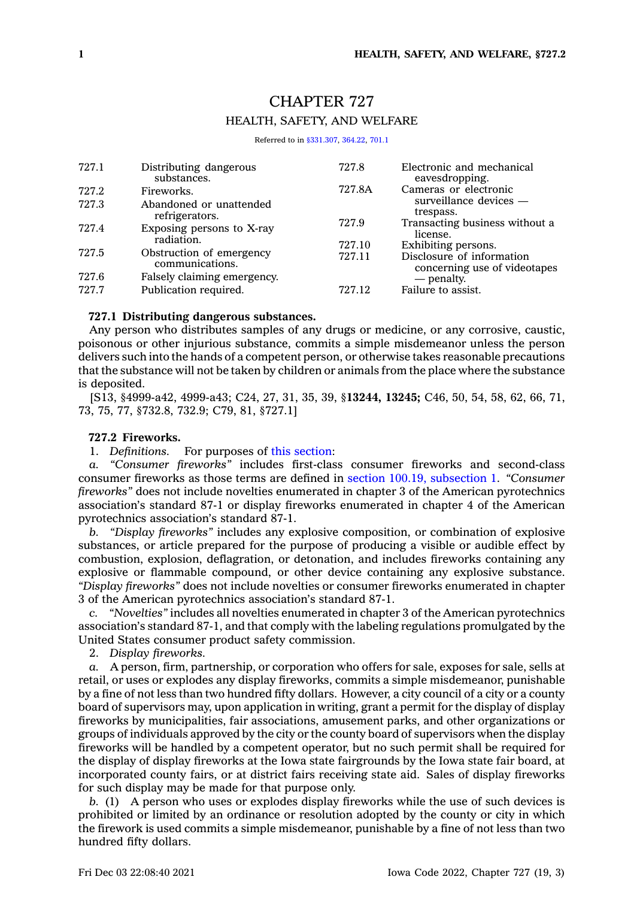# CHAPTER 727

## HEALTH, SAFETY, AND WELFARE

Referred to in §331.307, 364.22, 701.1

| | | | |
|---|---|---|---|
| 727.1 | Distributing dangerous substances. | 727.8 | Electronic and mechanical eavesdropping. |
| 727.2 | Fireworks. | 727.8A | Cameras or electronic surveillance devices — trespass. |
| 727.3 | Abandoned or unattended refrigerators. | 727.9 | Transacting business without a license. |
| 727.4 | Exposing persons to X-ray radiation. | 727.10 | Exhibiting persons. |
| 727.5 | Obstruction of emergency communications. | 727.11 | Disclosure of information concerning use of videotapes — penalty. |
| 727.6 | Falsely claiming emergency. | 727.12 | Failure to assist. |
| 727.7 | Publication required. | | |

**727.1 Distributing dangerous substances.**

Any person who distributes samples of any drugs or medicine, or any corrosive, caustic, poisonous or other injurious substance, commits a simple misdemeanor unless the person delivers such into the hands of a competent person, or otherwise takes reasonable precautions that the substance will not be taken by children or animals from the place where the substance is deposited.

[S13, §4999-a42, 4999-a43; C24, 27, 31, 35, 39, §**13244, 13245;** C46, 50, 54, 58, 62, 66, 71, 73, 75, 77, §732.8, 732.9; C79, 81, §727.1]

**727.2 Fireworks.**

1. *Definitions.* For purposes of this section:

*a.* *"Consumer fireworks"* includes first-class consumer fireworks and second-class consumer fireworks as those terms are defined in section 100.19, subsection 1. *"Consumer fireworks"* does not include novelties enumerated in chapter 3 of the American pyrotechnics association's standard 87-1 or display fireworks enumerated in chapter 4 of the American pyrotechnics association's standard 87-1.

*b.* *"Display fireworks"* includes any explosive composition, or combination of explosive substances, or article prepared for the purpose of producing a visible or audible effect by combustion, explosion, deflagration, or detonation, and includes fireworks containing any explosive or flammable compound, or other device containing any explosive substance. *"Display fireworks"* does not include novelties or consumer fireworks enumerated in chapter 3 of the American pyrotechnics association's standard 87-1.

*c.* *"Novelties"* includes all novelties enumerated in chapter 3 of the American pyrotechnics association's standard 87-1, and that comply with the labeling regulations promulgated by the United States consumer product safety commission.

2. *Display fireworks.*

*a.* A person, firm, partnership, or corporation who offers for sale, exposes for sale, sells at retail, or uses or explodes any display fireworks, commits a simple misdemeanor, punishable by a fine of not less than two hundred fifty dollars. However, a city council of a city or a county board of supervisors may, upon application in writing, grant a permit for the display of display fireworks by municipalities, fair associations, amusement parks, and other organizations or groups of individuals approved by the city or the county board of supervisors when the display fireworks will be handled by a competent operator, but no such permit shall be required for the display of display fireworks at the Iowa state fairgrounds by the Iowa state fair board, at incorporated county fairs, or at district fairs receiving state aid. Sales of display fireworks for such display may be made for that purpose only.

*b.* (1) A person who uses or explodes display fireworks while the use of such devices is prohibited or limited by an ordinance or resolution adopted by the county or city in which the firework is used commits a simple misdemeanor, punishable by a fine of not less than two hundred fifty dollars.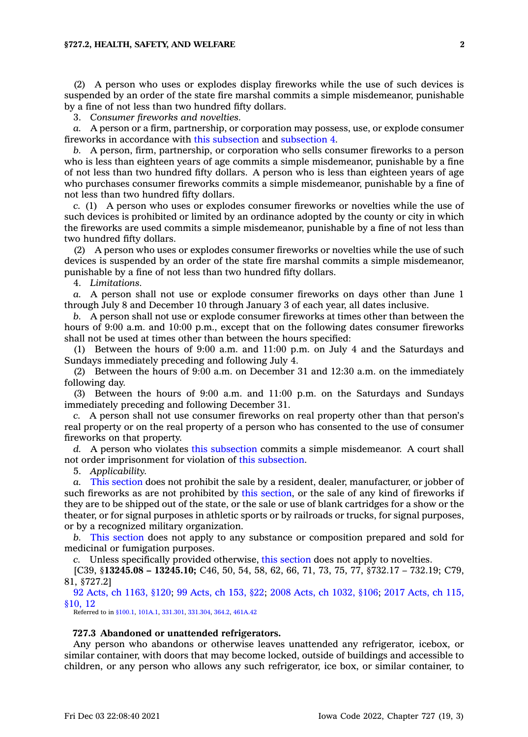(2) A person who uses or explodes display fireworks while the use of such devices is suspended by an order of the state fire marshal commits a simple misdemeanor, punishable by a fine of not less than two hundred fifty dollars.

3. *Consumer fireworks and novelties.*

*a.* A person or a firm, partnership, or corporation may possess, use, or explode consumer fireworks in accordance with this subsection and subsection 4.

*b.* A person, firm, partnership, or corporation who sells consumer fireworks to a person who is less than eighteen years of age commits a simple misdemeanor, punishable by a fine of not less than two hundred fifty dollars. A person who is less than eighteen years of age who purchases consumer fireworks commits a simple misdemeanor, punishable by a fine of not less than two hundred fifty dollars.

*c.* (1) A person who uses or explodes consumer fireworks or novelties while the use of such devices is prohibited or limited by an ordinance adopted by the county or city in which the fireworks are used commits a simple misdemeanor, punishable by a fine of not less than two hundred fifty dollars.

(2) A person who uses or explodes consumer fireworks or novelties while the use of such devices is suspended by an order of the state fire marshal commits a simple misdemeanor, punishable by a fine of not less than two hundred fifty dollars.

4. *Limitations.*

*a.* A person shall not use or explode consumer fireworks on days other than June 1 through July 8 and December 10 through January 3 of each year, all dates inclusive.

*b.* A person shall not use or explode consumer fireworks at times other than between the hours of 9:00 a.m. and 10:00 p.m., except that on the following dates consumer fireworks shall not be used at times other than between the hours specified:

(1) Between the hours of 9:00 a.m. and 11:00 p.m. on July 4 and the Saturdays and Sundays immediately preceding and following July 4.

(2) Between the hours of 9:00 a.m. on December 31 and 12:30 a.m. on the immediately following day.

(3) Between the hours of 9:00 a.m. and 11:00 p.m. on the Saturdays and Sundays immediately preceding and following December 31.

*c.* A person shall not use consumer fireworks on real property other than that person's real property or on the real property of a person who has consented to the use of consumer fireworks on that property.

*d.* A person who violates this subsection commits a simple misdemeanor. A court shall not order imprisonment for violation of this subsection.

5. *Applicability.*

*a.* This section does not prohibit the sale by a resident, dealer, manufacturer, or jobber of such fireworks as are not prohibited by this section, or the sale of any kind of fireworks if they are to be shipped out of the state, or the sale or use of blank cartridges for a show or the theater, or for signal purposes in athletic sports or by railroads or trucks, for signal purposes, or by a recognized military organization.

*b.* This section does not apply to any substance or composition prepared and sold for medicinal or fumigation purposes.

*c.* Unless specifically provided otherwise, this section does not apply to novelties.

[C39, §**13245.08 – 13245.10;** C46, 50, 54, 58, 62, 66, 71, 73, 75, 77, §732.17 – 732.19; C79, 81, §727.2]

92 Acts, ch 1163, §120; 99 Acts, ch 153, §22; 2008 Acts, ch 1032, §106; 2017 Acts, ch 115, §10, 12

Referred to in §100.1, 101A.1, 331.301, 331.304, 364.2, 461A.42

**727.3 Abandoned or unattended refrigerators.**

Any person who abandons or otherwise leaves unattended any refrigerator, icebox, or similar container, with doors that may become locked, outside of buildings and accessible to children, or any person who allows any such refrigerator, ice box, or similar container, to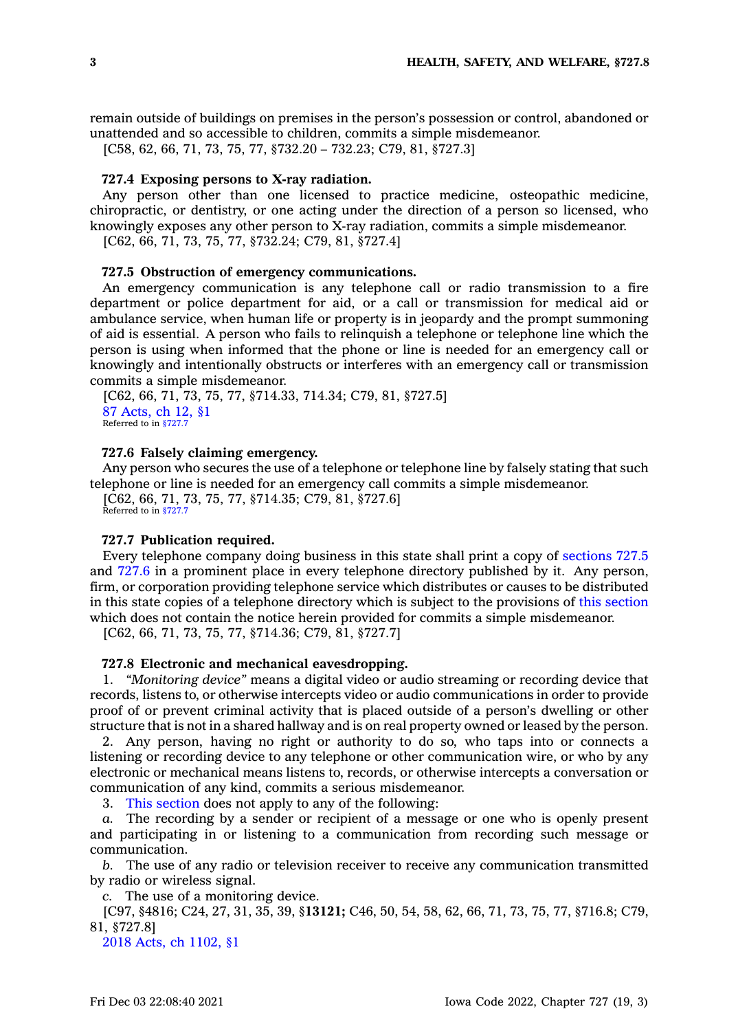remain outside of buildings on premises in the person's possession or control, abandoned or unattended and so accessible to children, commits a simple misdemeanor.

[C58, 62, 66, 71, 73, 75, 77, §732.20 – 732.23; C79, 81, §727.3]

**727.4 Exposing persons to X-ray radiation.**

Any person other than one licensed to practice medicine, osteopathic medicine, chiropractic, or dentistry, or one acting under the direction of a person so licensed, who knowingly exposes any other person to X-ray radiation, commits a simple misdemeanor.

[C62, 66, 71, 73, 75, 77, §732.24; C79, 81, §727.4]

**727.5 Obstruction of emergency communications.**

An emergency communication is any telephone call or radio transmission to a fire department or police department for aid, or a call or transmission for medical aid or ambulance service, when human life or property is in jeopardy and the prompt summoning of aid is essential. A person who fails to relinquish a telephone or telephone line which the person is using when informed that the phone or line is needed for an emergency call or knowingly and intentionally obstructs or interferes with an emergency call or transmission commits a simple misdemeanor.

[C62, 66, 71, 73, 75, 77, §714.33, 714.34; C79, 81, §727.5]

87 Acts, ch 12, §1

Referred to in §727.7

**727.6 Falsely claiming emergency.**

Any person who secures the use of a telephone or telephone line by falsely stating that such telephone or line is needed for an emergency call commits a simple misdemeanor.

[C62, 66, 71, 73, 75, 77, §714.35; C79, 81, §727.6]

Referred to in §727.7

**727.7 Publication required.**

Every telephone company doing business in this state shall print a copy of sections 727.5 and 727.6 in a prominent place in every telephone directory published by it. Any person, firm, or corporation providing telephone service which distributes or causes to be distributed in this state copies of a telephone directory which is subject to the provisions of this section which does not contain the notice herein provided for commits a simple misdemeanor.

[C62, 66, 71, 73, 75, 77, §714.36; C79, 81, §727.7]

**727.8 Electronic and mechanical eavesdropping.**

1. *"Monitoring device"* means a digital video or audio streaming or recording device that records, listens to, or otherwise intercepts video or audio communications in order to provide proof of or prevent criminal activity that is placed outside of a person's dwelling or other structure that is not in a shared hallway and is on real property owned or leased by the person.

2. Any person, having no right or authority to do so, who taps into or connects a listening or recording device to any telephone or other communication wire, or who by any electronic or mechanical means listens to, records, or otherwise intercepts a conversation or communication of any kind, commits a serious misdemeanor.

3. This section does not apply to any of the following:

*a.* The recording by a sender or recipient of a message or one who is openly present and participating in or listening to a communication from recording such message or communication.

*b.* The use of any radio or television receiver to receive any communication transmitted by radio or wireless signal.

*c.* The use of a monitoring device.

[C97, §4816; C24, 27, 31, 35, 39, §**13121;** C46, 50, 54, 58, 62, 66, 71, 73, 75, 77, §716.8; C79, 81, §727.8]

2018 Acts, ch 1102, §1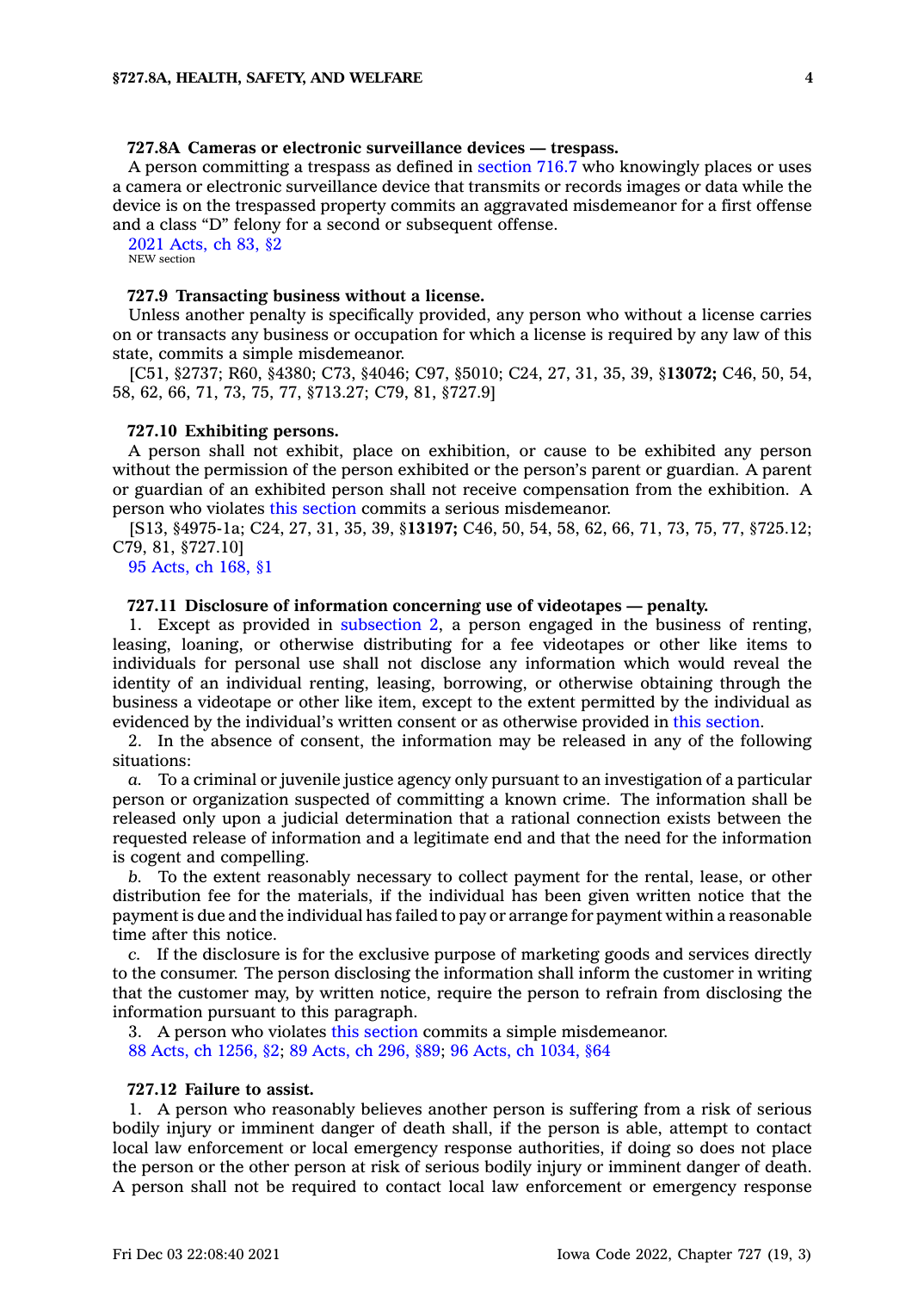**727.8A Cameras or electronic surveillance devices — trespass.**

A person committing a trespass as defined in section 716.7 who knowingly places or uses a camera or electronic surveillance device that transmits or records images or data while the device is on the trespassed property commits an aggravated misdemeanor for a first offense and a class "D" felony for a second or subsequent offense.

2021 Acts, ch 83, §2
NEW section

**727.9 Transacting business without a license.**

Unless another penalty is specifically provided, any person who without a license carries on or transacts any business or occupation for which a license is required by any law of this state, commits a simple misdemeanor.

[C51, §2737; R60, §4380; C73, §4046; C97, §5010; C24, 27, 31, 35, 39, §**13072;** C46, 50, 54, 58, 62, 66, 71, 73, 75, 77, §713.27; C79, 81, §727.9]

**727.10 Exhibiting persons.**

A person shall not exhibit, place on exhibition, or cause to be exhibited any person without the permission of the person exhibited or the person's parent or guardian. A parent or guardian of an exhibited person shall not receive compensation from the exhibition. A person who violates this section commits a serious misdemeanor.

[S13, §4975-1a; C24, 27, 31, 35, 39, §**13197;** C46, 50, 54, 58, 62, 66, 71, 73, 75, 77, §725.12; C79, 81, §727.10]

95 Acts, ch 168, §1

**727.11 Disclosure of information concerning use of videotapes — penalty.**

1. Except as provided in subsection 2, a person engaged in the business of renting, leasing, loaning, or otherwise distributing for a fee videotapes or other like items to individuals for personal use shall not disclose any information which would reveal the identity of an individual renting, leasing, borrowing, or otherwise obtaining through the business a videotape or other like item, except to the extent permitted by the individual as evidenced by the individual's written consent or as otherwise provided in this section.

2. In the absence of consent, the information may be released in any of the following situations:

*a.* To a criminal or juvenile justice agency only pursuant to an investigation of a particular person or organization suspected of committing a known crime. The information shall be released only upon a judicial determination that a rational connection exists between the requested release of information and a legitimate end and that the need for the information is cogent and compelling.

*b.* To the extent reasonably necessary to collect payment for the rental, lease, or other distribution fee for the materials, if the individual has been given written notice that the payment is due and the individual has failed to pay or arrange for payment within a reasonable time after this notice.

*c.* If the disclosure is for the exclusive purpose of marketing goods and services directly to the consumer. The person disclosing the information shall inform the customer in writing that the customer may, by written notice, require the person to refrain from disclosing the information pursuant to this paragraph.

3. A person who violates this section commits a simple misdemeanor.

88 Acts, ch 1256, §2; 89 Acts, ch 296, §89; 96 Acts, ch 1034, §64

**727.12 Failure to assist.**

1. A person who reasonably believes another person is suffering from a risk of serious bodily injury or imminent danger of death shall, if the person is able, attempt to contact local law enforcement or local emergency response authorities, if doing so does not place the person or the other person at risk of serious bodily injury or imminent danger of death. A person shall not be required to contact local law enforcement or emergency response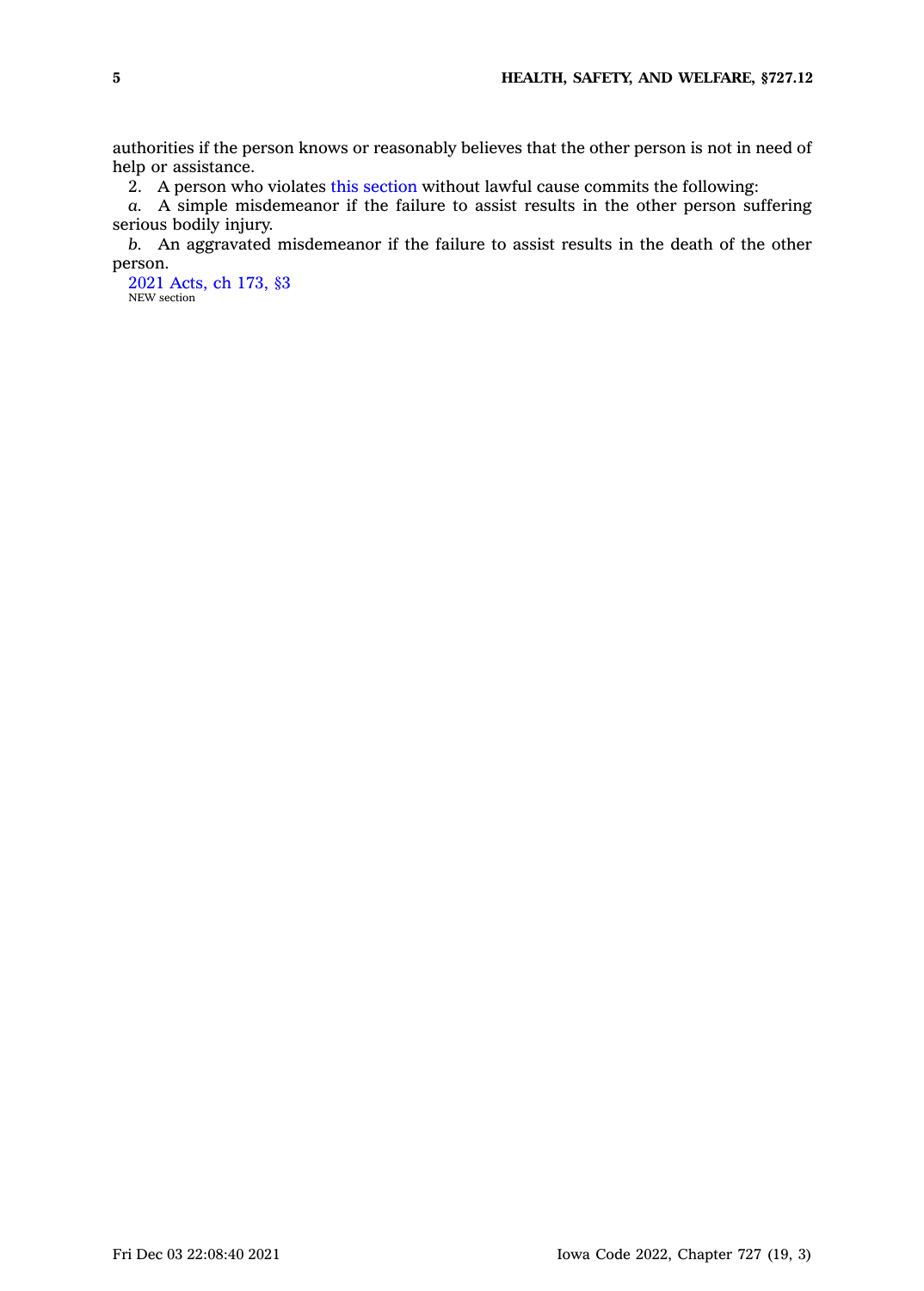authorities if the person knows or reasonably believes that the other person is not in need of help or assistance.

2. A person who violates this section without lawful cause commits the following:

*a.* A simple misdemeanor if the failure to assist results in the other person suffering serious bodily injury.

*b.* An aggravated misdemeanor if the failure to assist results in the death of the other person.

2021 Acts, ch 173, §3
NEW section